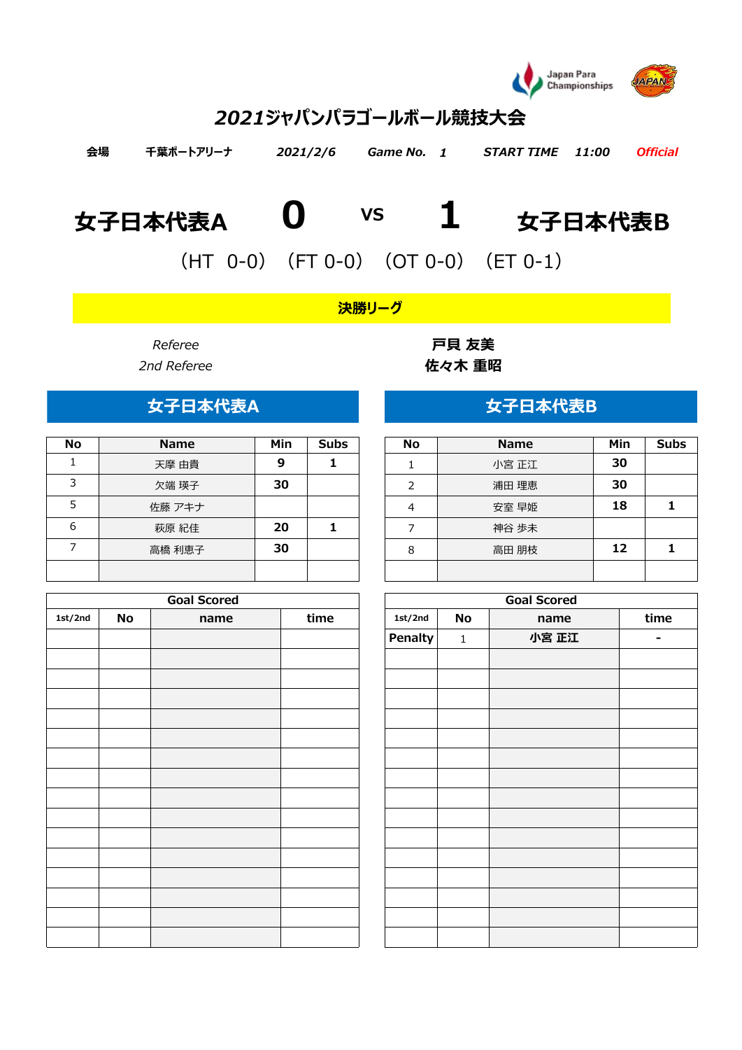# 2021ジャパンパラゴールボール競技大会

会場　千葉ポートアリーナ　*2021/2/6*　*Game No.* *1*　*START TIME* *11:00*　*Official*

## 女子日本代表A　0　VS　1　女子日本代表B

（HT 0-0）（FT 0-0）（OT 0-0）（ET 0-1）

**決勝リーグ**

| | |
|---|---|
| *Referee* | **戸貝 友美** |
| *2nd Referee* | **佐々木 重昭** |

### 女子日本代表A

| No | Name | Min | Subs |
|---|---|---|---|
| 1 | 天摩 由貴 | 9 | 1 |
| 3 | 欠端 瑛子 | 30 | |
| 5 | 佐藤 アキナ | | |
| 6 | 萩原 紀佳 | 20 | 1 |
| 7 | 高橋 利恵子 | 30 | |
| | | | |

| Goal Scored | | | |
|---|---|---|---|
| 1st/2nd | No | name | time |
| | | | |

### 女子日本代表B

| No | Name | Min | Subs |
|---|---|---|---|
| 1 | 小宮 正江 | 30 | |
| 2 | 浦田 理恵 | 30 | |
| 4 | 安室 早姫 | 18 | 1 |
| 7 | 神谷 歩未 | | |
| 8 | 高田 朋枝 | 12 | 1 |
| | | | |

| Goal Scored | | | |
|---|---|---|---|
| 1st/2nd | No | name | time |
| Penalty | 1 | 小宮 正江 | - |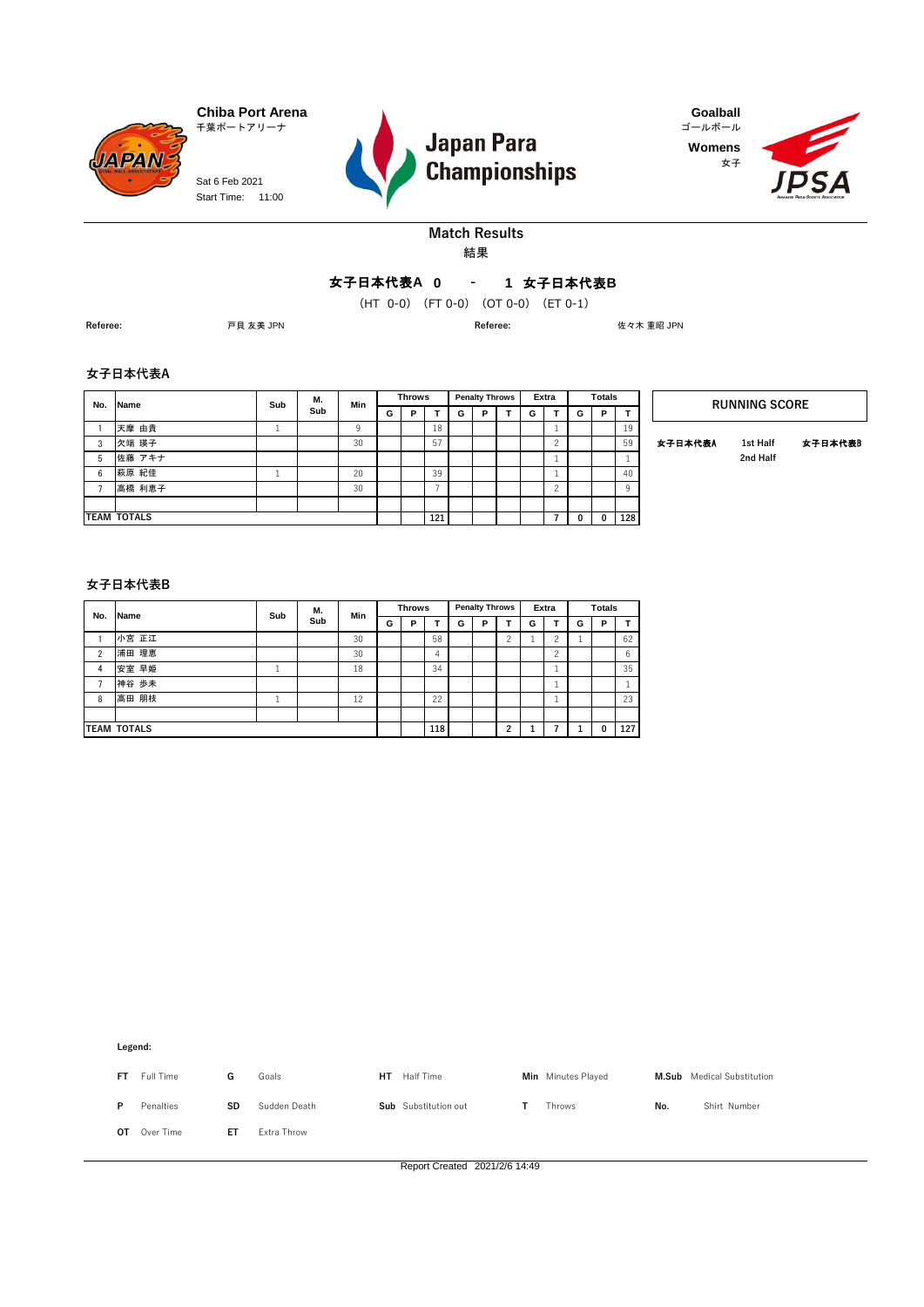**Chiba Port Arena**
千葉ポートアリーナ

Sat 6 Feb 2021
Start Time: 11:00

# Japan Para Championships

**Goalball**
ゴールボール
**Womens**
女子

## Match Results
結果

**女子日本代表A 0 - 1 女子日本代表B**

(HT 0-0) (FT 0-0) (OT 0-0) (ET 0-1)

**Referee:** 戸具 友美 JPN **Referee:** 佐々木 重昭 JPN

### 女子日本代表A

| No. | Name | Sub | M. Sub | Min | Throws | | | Penalty Throws | | | Extra | | Totals | | |
|---|---|---|---|---|---|---|---|---|---|---|---|---|---|---|---|
| | | | | | G | P | T | G | P | T | G | T | G | P | T |
| 1 | 天摩 由貴 | 1 | | 9 | | | 18 | | | | | 1 | | | 19 |
| 3 | 欠端 瑛子 | | | 30 | | | 57 | | | | | 2 | | | 59 |
| 5 | 佐藤 アキナ | | | | | | | | | | | 1 | | | 1 |
| 6 | 萩原 紀佳 | 1 | | 20 | | | 39 | | | | | 1 | | | 40 |
| 7 | 高橋 利恵子 | | | 30 | | | 7 | | | | | 2 | | | 9 |
| | | | | | | | | | | | | | | | |
| **TEAM TOTALS** | | | | | | | **121** | | | | | **7** | **0** | **0** | **128** |

| RUNNING SCORE | | |
|---|---|---|
| 女子日本代表A | 1st Half | 女子日本代表B |
| | 2nd Half | |

### 女子日本代表B

| No. | Name | Sub | M. Sub | Min | Throws | | | Penalty Throws | | | Extra | | Totals | | |
|---|---|---|---|---|---|---|---|---|---|---|---|---|---|---|---|
| | | | | | G | P | T | G | P | T | G | T | G | P | T |
| 1 | 小宮 正江 | | | 30 | | | 58 | | | 2 | 1 | 2 | 1 | | 62 |
| 2 | 浦田 理恵 | | | 30 | | | 4 | | | | | 2 | | | 6 |
| 4 | 安室 早姫 | 1 | | 18 | | | 34 | | | | | 1 | | | 35 |
| 7 | 神谷 歩未 | | | | | | | | | | | 1 | | | 1 |
| 8 | 高田 朋枝 | 1 | | 12 | | | 22 | | | | | 1 | | | 23 |
| | | | | | | | | | | | | | | | |
| **TEAM TOTALS** | | | | | | | **118** | | | **2** | **1** | **7** | **1** | **0** | **127** |

**Legend:**

| | | | | | | | | | |
|---|---|---|---|---|---|---|---|---|---|
| **FT** | Full Time | **G** | Goals | **HT** | Half Time | **Min** | Minutes Played | **M.Sub** | Medical Substitution |
| **P** | Penalties | **SD** | Sudden Death | **Sub** | Substitution out | **T** | Throws | **No.** | Shirt Number |
| **OT** | Over Time | **ET** | Extra Throw | | | | | | |

Report Created 2021/2/6 14:49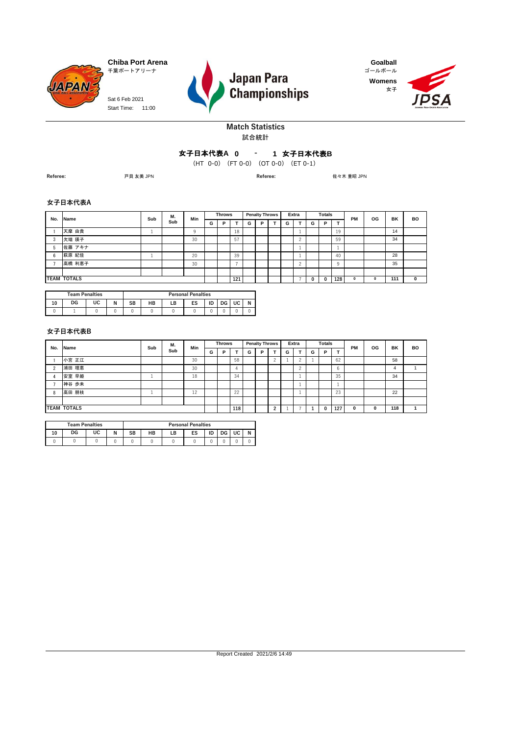**Chiba Port Arena**
千葉ポートアリーナ

Sat 6 Feb 2021
Start Time: 11:00

**Japan Para Championships**

**Goalball**
ゴールボール
**Womens**
女子

## Match Statistics
試合統計

### 女子日本代表A 0 - 1 女子日本代表B

(HT 0-0) (FT 0-0) (OT 0-0) (ET 0-1)

**Referee:** 戸貝 友美 JPN **Referee:** 佐々木 重昭 JPN

### 女子日本代表A

| No. | Name | Sub | M. Sub | Min | Throws | | | Penalty Throws | | | Extra | | Totals | | | PM | OG | BK | BO |
|---|---|---|---|---|---|---|---|---|---|---|---|---|---|---|---|---|---|---|---|
| | | | | | G | P | T | G | P | T | G | T | G | P | T | | | | |
| 1 | 天摩 由貴 | 1 | | 9 | | | 18 | | | | | 1 | | | 19 | | | 14 | |
| 3 | 欠端 瑛子 | | | 30 | | | 57 | | | | | 2 | | | 59 | | | 34 | |
| 5 | 佐藤 アキナ | | | | | | | | | | | 1 | | | 1 | | | | |
| 6 | 萩原 紀佳 | 1 | | 20 | | | 39 | | | | | 1 | | | 40 | | | 28 | |
| 7 | 高橋 利恵子 | | | 30 | | | 7 | | | | | 2 | | | 9 | | | 35 | |
| | | | | | | | | | | | | | | | | | | | |
| **TEAM TOTALS** | | | | | | | **121** | | | | | 7 | **0** | **0** | **128** | **0** | **0** | **111** | **0** |

| Team Penalties | | | | Personal Penalties | | | | | | | |
|---|---|---|---|---|---|---|---|---|---|---|---|
| 10 | DG | UC | N | SB | HB | LB | ES | ID | DG | UC | N |
| 0 | 1 | 0 | 0 | 0 | 0 | 0 | 0 | 0 | 0 | 0 | 0 |

### 女子日本代表B

| No. | Name | Sub | M. Sub | Min | Throws | | | Penalty Throws | | | Extra | | Totals | | | PM | OG | BK | BO |
|---|---|---|---|---|---|---|---|---|---|---|---|---|---|---|---|---|---|---|---|
| | | | | | G | P | T | G | P | T | G | T | G | P | T | | | | |
| 1 | 小宮 正江 | | | 30 | | | 58 | | | 2 | 1 | 2 | 1 | | 62 | | | 58 | |
| 2 | 浦田 理恵 | | | 30 | | | 4 | | | | | 2 | | | 6 | | | 4 | 1 |
| 4 | 安室 早姫 | 1 | | 18 | | | 34 | | | | | 1 | | | 35 | | | 34 | |
| 7 | 神谷 歩未 | | | | | | | | | | | 1 | | | 1 | | | | |
| 8 | 高田 朋枝 | 1 | | 12 | | | 22 | | | | | 1 | | | 23 | | | 22 | |
| | | | | | | | | | | | | | | | | | | | |
| **TEAM TOTALS** | | | | | | | **118** | | | **2** | 1 | 7 | **1** | **0** | **127** | **0** | **0** | **118** | **1** |

| Team Penalties | | | | Personal Penalties | | | | | | | |
|---|---|---|---|---|---|---|---|---|---|---|---|
| 10 | DG | UC | N | SB | HB | LB | ES | ID | DG | UC | N |
| 0 | 0 | 0 | 0 | 0 | 0 | 0 | 0 | 0 | 0 | 0 | 0 |

Report Created 2021/2/6 14:49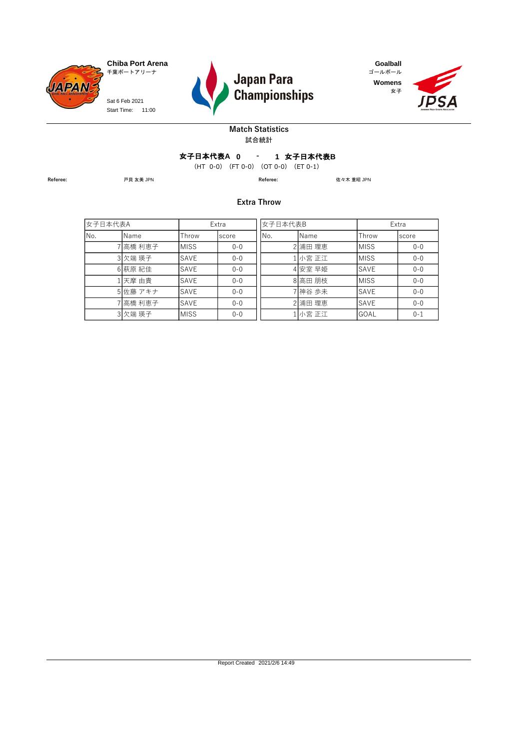Chiba Port Arena
千葉ポートアリーナ

Sat 6 Feb 2021
Start Time: 11:00

# Japan Para Championships

Goalball
ゴールボール
Womens
女子

## Match Statistics
試合統計

**女子日本代表A 0 - 1 女子日本代表B**

(HT 0-0) (FT 0-0) (OT 0-0) (ET 0-1)

Referee: 戸田 友美 JPN　　Referee: 佐々木 重昭 JPN

### Extra Throw

| 女子日本代表A | | Extra | |
|---|---|---|---|
| No. | Name | Throw | score |
| 7 | 高橋 利恵子 | MISS | 0-0 |
| 3 | 欠端 瑛子 | SAVE | 0-0 |
| 6 | 萩原 紀佳 | SAVE | 0-0 |
| 1 | 天摩 由貴 | SAVE | 0-0 |
| 5 | 佐藤 アキナ | SAVE | 0-0 |
| 7 | 高橋 利恵子 | SAVE | 0-0 |
| 3 | 欠端 瑛子 | MISS | 0-0 |

| 女子日本代表B | | Extra | |
|---|---|---|---|
| No. | Name | Throw | score |
| 2 | 浦田 理恵 | MISS | 0-0 |
| 1 | 小宮 正江 | MISS | 0-0 |
| 4 | 安室 早姫 | SAVE | 0-0 |
| 8 | 高田 朋枝 | MISS | 0-0 |
| 7 | 神谷 歩未 | SAVE | 0-0 |
| 2 | 浦田 理恵 | SAVE | 0-0 |
| 1 | 小宮 正江 | GOAL | 0-1 |

Report Created 2021/2/6 14:49